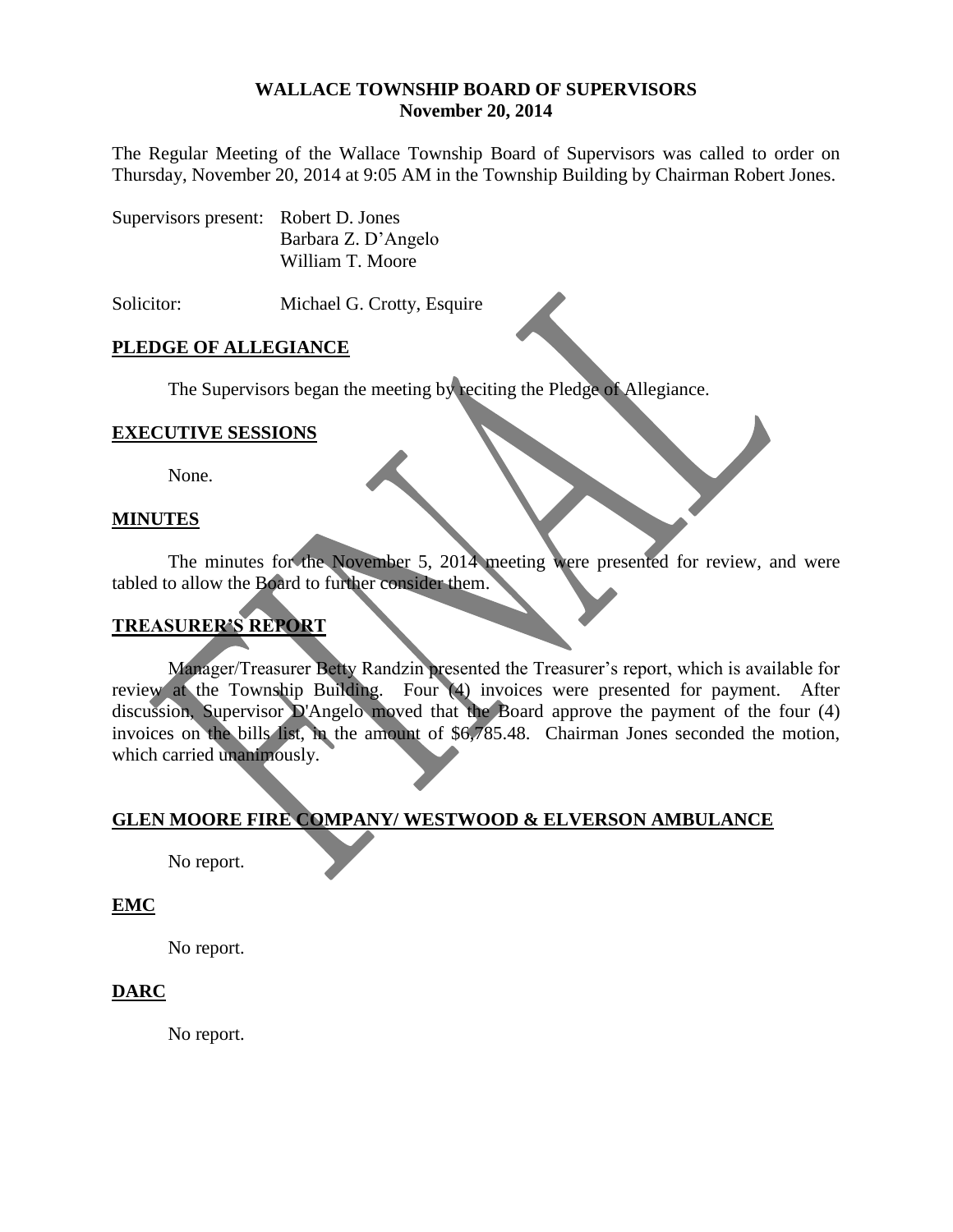# WALLACE TOWNSHIP BOARD OF SUPERVISORS
## November 20, 2014

The Regular Meeting of the Wallace Township Board of Supervisors was called to order on Thursday, November 20, 2014 at 9:05 AM in the Township Building by Chairman Robert Jones.

Supervisors present: Robert D. Jones
Barbara Z. D'Angelo
William T. Moore

Solicitor: Michael G. Crotty, Esquire

**PLEDGE OF ALLEGIANCE**

The Supervisors began the meeting by reciting the Pledge of Allegiance.

**EXECUTIVE SESSIONS**

None.

**MINUTES**

The minutes for the November 5, 2014 meeting were presented for review, and were tabled to allow the Board to further consider them.

**TREASURER'S REPORT**

Manager/Treasurer Betty Randzin presented the Treasurer's report, which is available for review at the Township Building. Four (4) invoices were presented for payment. After discussion, Supervisor D'Angelo moved that the Board approve the payment of the four (4) invoices on the bills list, in the amount of $6,785.48. Chairman Jones seconded the motion, which carried unanimously.

**GLEN MOORE FIRE COMPANY/ WESTWOOD & ELVERSON AMBULANCE**

No report.

**EMC**

No report.

**DARC**

No report.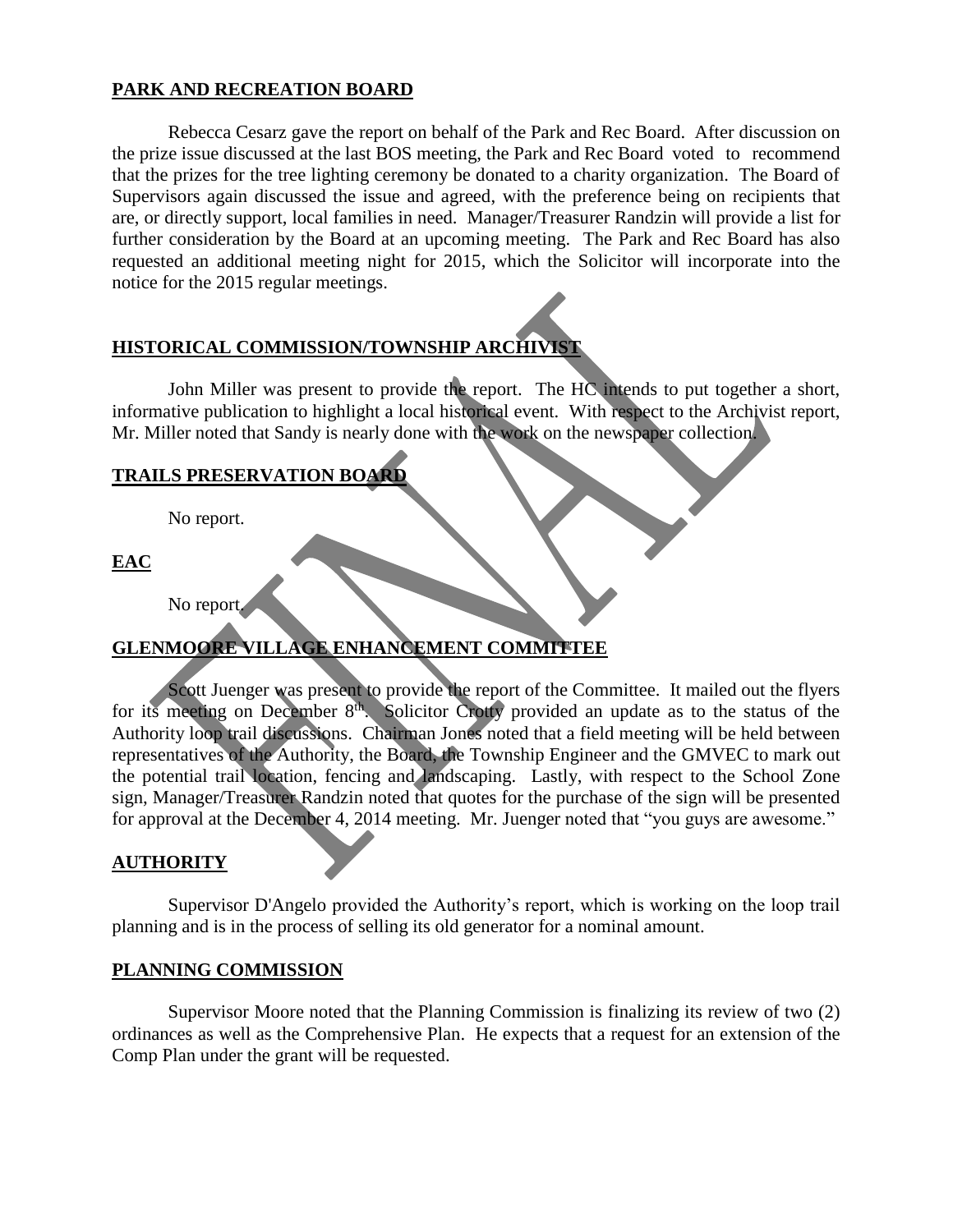## PARK AND RECREATION BOARD

Rebecca Cesarz gave the report on behalf of the Park and Rec Board. After discussion on the prize issue discussed at the last BOS meeting, the Park and Rec Board voted to recommend that the prizes for the tree lighting ceremony be donated to a charity organization. The Board of Supervisors again discussed the issue and agreed, with the preference being on recipients that are, or directly support, local families in need. Manager/Treasurer Randzin will provide a list for further consideration by the Board at an upcoming meeting. The Park and Rec Board has also requested an additional meeting night for 2015, which the Solicitor will incorporate into the notice for the 2015 regular meetings.

## HISTORICAL COMMISSION/TOWNSHIP ARCHIVIST

John Miller was present to provide the report. The HC intends to put together a short, informative publication to highlight a local historical event. With respect to the Archivist report, Mr. Miller noted that Sandy is nearly done with the work on the newspaper collection.

## TRAILS PRESERVATION BOARD

No report.

## EAC

No report.

## GLENMOORE VILLAGE ENHANCEMENT COMMITTEE

Scott Juenger was present to provide the report of the Committee. It mailed out the flyers for its meeting on December 8th. Solicitor Crotty provided an update as to the status of the Authority loop trail discussions. Chairman Jones noted that a field meeting will be held between representatives of the Authority, the Board, the Township Engineer and the GMVEC to mark out the potential trail location, fencing and landscaping. Lastly, with respect to the School Zone sign, Manager/Treasurer Randzin noted that quotes for the purchase of the sign will be presented for approval at the December 4, 2014 meeting. Mr. Juenger noted that "you guys are awesome."

## AUTHORITY

Supervisor D'Angelo provided the Authority's report, which is working on the loop trail planning and is in the process of selling its old generator for a nominal amount.

## PLANNING COMMISSION

Supervisor Moore noted that the Planning Commission is finalizing its review of two (2) ordinances as well as the Comprehensive Plan. He expects that a request for an extension of the Comp Plan under the grant will be requested.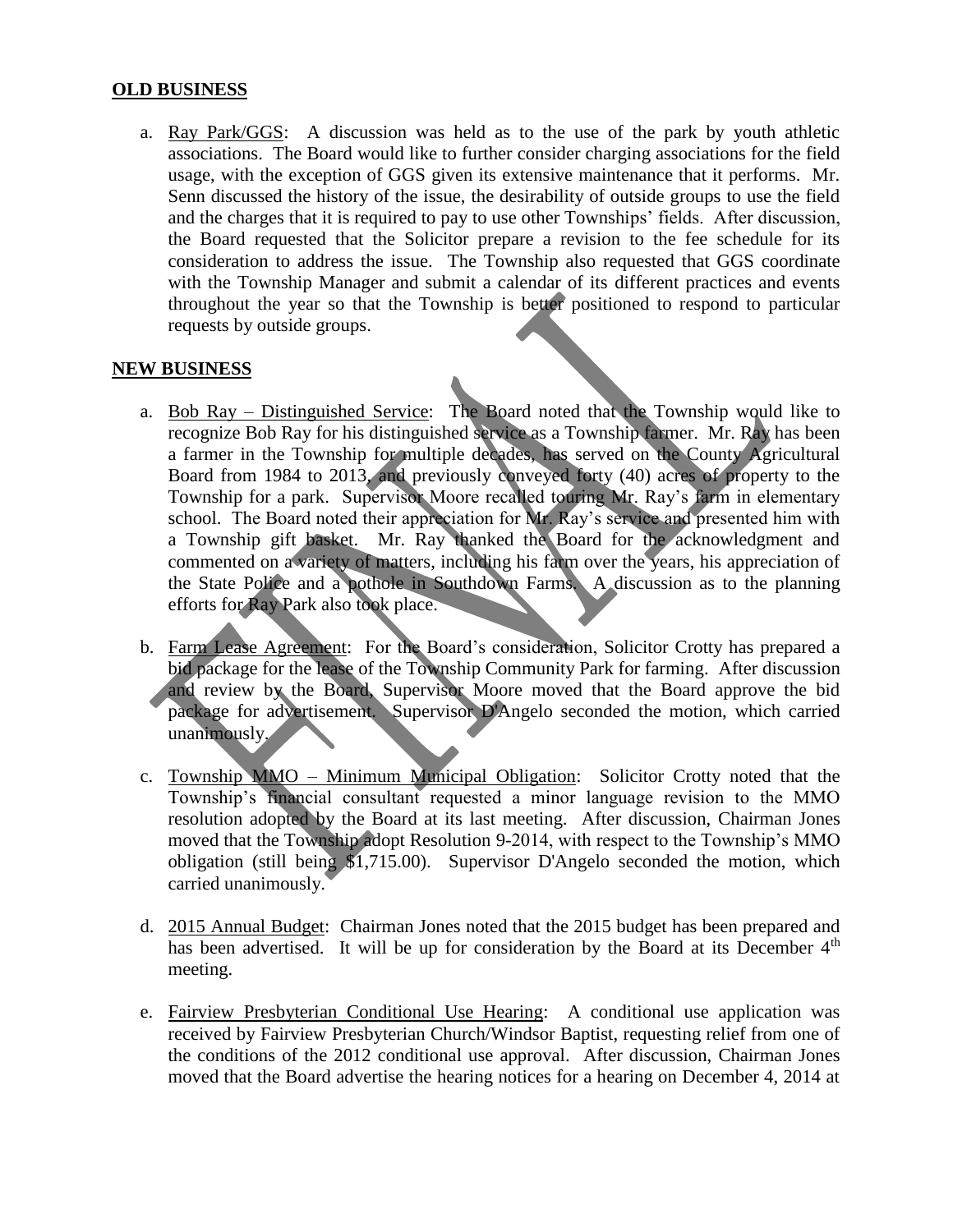**OLD BUSINESS**

a. Ray Park/GGS: A discussion was held as to the use of the park by youth athletic associations. The Board would like to further consider charging associations for the field usage, with the exception of GGS given its extensive maintenance that it performs. Mr. Senn discussed the history of the issue, the desirability of outside groups to use the field and the charges that it is required to pay to use other Townships' fields. After discussion, the Board requested that the Solicitor prepare a revision to the fee schedule for its consideration to address the issue. The Township also requested that GGS coordinate with the Township Manager and submit a calendar of its different practices and events throughout the year so that the Township is better positioned to respond to particular requests by outside groups.

**NEW BUSINESS**

a. Bob Ray – Distinguished Service: The Board noted that the Township would like to recognize Bob Ray for his distinguished service as a Township farmer. Mr. Ray has been a farmer in the Township for multiple decades, has served on the County Agricultural Board from 1984 to 2013, and previously conveyed forty (40) acres of property to the Township for a park. Supervisor Moore recalled touring Mr. Ray's farm in elementary school. The Board noted their appreciation for Mr. Ray's service and presented him with a Township gift basket. Mr. Ray thanked the Board for the acknowledgment and commented on a variety of matters, including his farm over the years, his appreciation of the State Police and a pothole in Southdown Farms. A discussion as to the planning efforts for Ray Park also took place.

b. Farm Lease Agreement: For the Board's consideration, Solicitor Crotty has prepared a bid package for the lease of the Township Community Park for farming. After discussion and review by the Board, Supervisor Moore moved that the Board approve the bid package for advertisement. Supervisor D'Angelo seconded the motion, which carried unanimously.

c. Township MMO – Minimum Municipal Obligation: Solicitor Crotty noted that the Township's financial consultant requested a minor language revision to the MMO resolution adopted by the Board at its last meeting. After discussion, Chairman Jones moved that the Township adopt Resolution 9-2014, with respect to the Township's MMO obligation (still being $1,715.00). Supervisor D'Angelo seconded the motion, which carried unanimously.

d. 2015 Annual Budget: Chairman Jones noted that the 2015 budget has been prepared and has been advertised. It will be up for consideration by the Board at its December 4th meeting.

e. Fairview Presbyterian Conditional Use Hearing: A conditional use application was received by Fairview Presbyterian Church/Windsor Baptist, requesting relief from one of the conditions of the 2012 conditional use approval. After discussion, Chairman Jones moved that the Board advertise the hearing notices for a hearing on December 4, 2014 at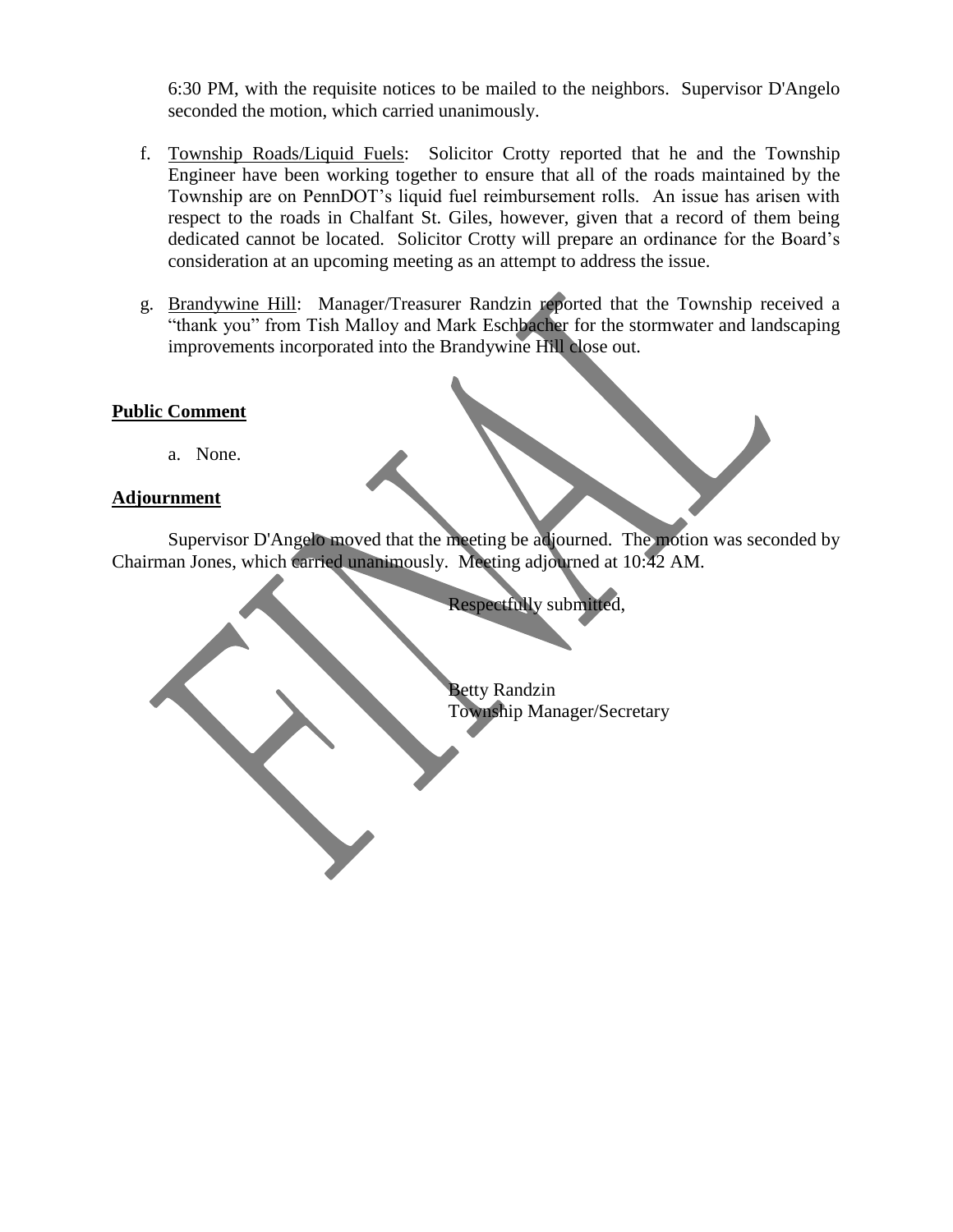6:30 PM, with the requisite notices to be mailed to the neighbors. Supervisor D'Angelo seconded the motion, which carried unanimously.

f. Township Roads/Liquid Fuels: Solicitor Crotty reported that he and the Township Engineer have been working together to ensure that all of the roads maintained by the Township are on PennDOT's liquid fuel reimbursement rolls. An issue has arisen with respect to the roads in Chalfant St. Giles, however, given that a record of them being dedicated cannot be located. Solicitor Crotty will prepare an ordinance for the Board's consideration at an upcoming meeting as an attempt to address the issue.

g. Brandywine Hill: Manager/Treasurer Randzin reported that the Township received a "thank you" from Tish Malloy and Mark Eschbacher for the stormwater and landscaping improvements incorporated into the Brandywine Hill close out.

**Public Comment**

a. None.

**Adjournment**

Supervisor D'Angelo moved that the meeting be adjourned. The motion was seconded by Chairman Jones, which carried unanimously. Meeting adjourned at 10:42 AM.

Respectfully submitted,

Betty Randzin
Township Manager/Secretary